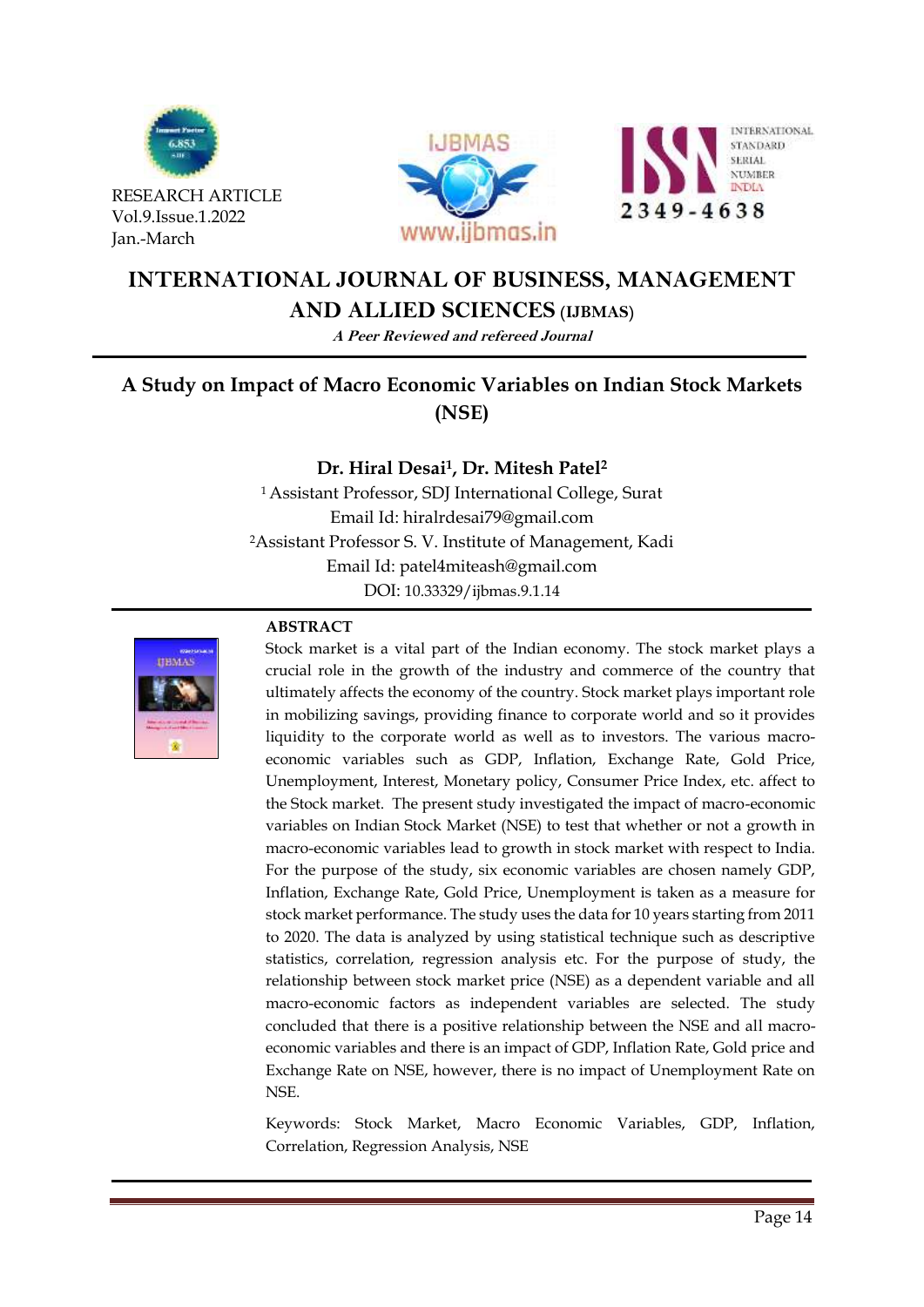RESEARCH ARTICLE
Vol.9.Issue.1.2022
Jan.-March

# INTERNATIONAL JOURNAL OF BUSINESS, MANAGEMENT AND ALLIED SCIENCES (IJBMAS)

***A Peer Reviewed and refereed Journal***

## A Study on Impact of Macro Economic Variables on Indian Stock Markets (NSE)

**Dr. Hiral Desai[1], Dr. Mitesh Patel[2]**

[1] Assistant Professor, SDJ International College, Surat
Email Id: hiralrdesai79@gmail.com
[2]Assistant Professor S. V. Institute of Management, Kadi
Email Id: patel4miteash@gmail.com
DOI: 10.33329/ijbmas.9.1.14

### ABSTRACT

Stock market is a vital part of the Indian economy. The stock market plays a crucial role in the growth of the industry and commerce of the country that ultimately affects the economy of the country. Stock market plays important role in mobilizing savings, providing finance to corporate world and so it provides liquidity to the corporate world as well as to investors. The various macro-economic variables such as GDP, Inflation, Exchange Rate, Gold Price, Unemployment, Interest, Monetary policy, Consumer Price Index, etc. affect to the Stock market. The present study investigated the impact of macro-economic variables on Indian Stock Market (NSE) to test that whether or not a growth in macro-economic variables lead to growth in stock market with respect to India. For the purpose of the study, six economic variables are chosen namely GDP, Inflation, Exchange Rate, Gold Price, Unemployment is taken as a measure for stock market performance. The study uses the data for 10 years starting from 2011 to 2020. The data is analyzed by using statistical technique such as descriptive statistics, correlation, regression analysis etc. For the purpose of study, the relationship between stock market price (NSE) as a dependent variable and all macro-economic factors as independent variables are selected. The study concluded that there is a positive relationship between the NSE and all macro-economic variables and there is an impact of GDP, Inflation Rate, Gold price and Exchange Rate on NSE, however, there is no impact of Unemployment Rate on NSE.

Keywords: Stock Market, Macro Economic Variables, GDP, Inflation, Correlation, Regression Analysis, NSE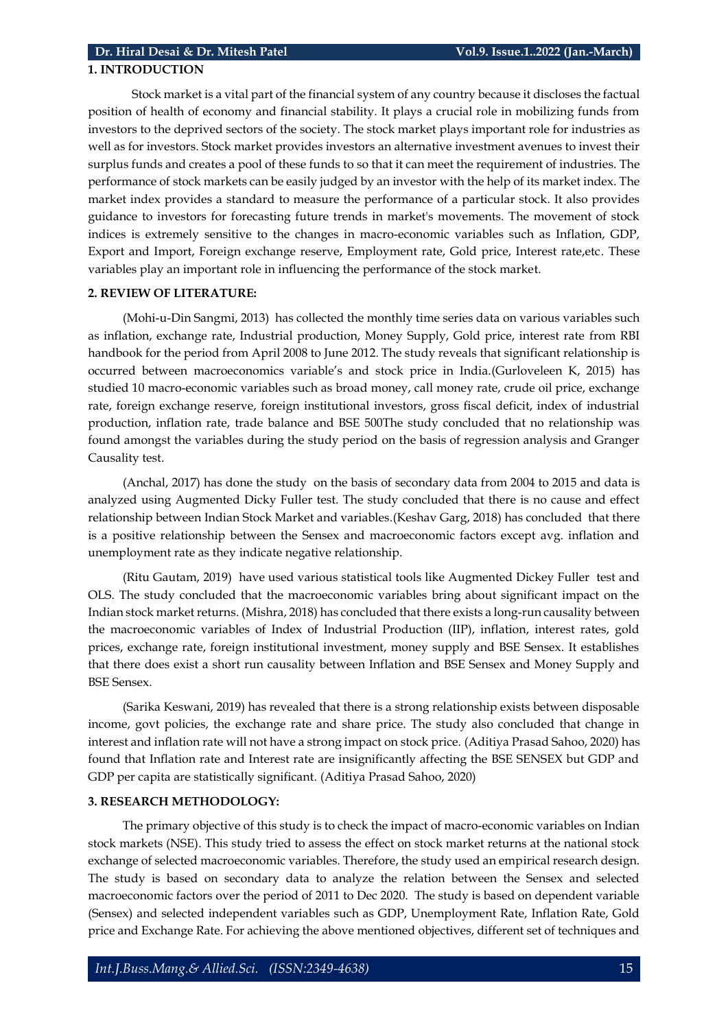## 1. INTRODUCTION

Stock market is a vital part of the financial system of any country because it discloses the factual position of health of economy and financial stability. It plays a crucial role in mobilizing funds from investors to the deprived sectors of the society. The stock market plays important role for industries as well as for investors. Stock market provides investors an alternative investment avenues to invest their surplus funds and creates a pool of these funds to so that it can meet the requirement of industries. The performance of stock markets can be easily judged by an investor with the help of its market index. The market index provides a standard to measure the performance of a particular stock. It also provides guidance to investors for forecasting future trends in market's movements. The movement of stock indices is extremely sensitive to the changes in macro-economic variables such as Inflation, GDP, Export and Import, Foreign exchange reserve, Employment rate, Gold price, Interest rate,etc. These variables play an important role in influencing the performance of the stock market.

## 2. REVIEW OF LITERATURE:

(Mohi-u-Din Sangmi, 2013) has collected the monthly time series data on various variables such as inflation, exchange rate, Industrial production, Money Supply, Gold price, interest rate from RBI handbook for the period from April 2008 to June 2012. The study reveals that significant relationship is occurred between macroeconomics variable's and stock price in India.(Gurloveleen K, 2015) has studied 10 macro-economic variables such as broad money, call money rate, crude oil price, exchange rate, foreign exchange reserve, foreign institutional investors, gross fiscal deficit, index of industrial production, inflation rate, trade balance and BSE 500The study concluded that no relationship was found amongst the variables during the study period on the basis of regression analysis and Granger Causality test.

(Anchal, 2017) has done the study on the basis of secondary data from 2004 to 2015 and data is analyzed using Augmented Dicky Fuller test. The study concluded that there is no cause and effect relationship between Indian Stock Market and variables.(Keshav Garg, 2018) has concluded that there is a positive relationship between the Sensex and macroeconomic factors except avg. inflation and unemployment rate as they indicate negative relationship.

(Ritu Gautam, 2019) have used various statistical tools like Augmented Dickey Fuller test and OLS. The study concluded that the macroeconomic variables bring about significant impact on the Indian stock market returns. (Mishra, 2018) has concluded that there exists a long-run causality between the macroeconomic variables of Index of Industrial Production (IIP), inflation, interest rates, gold prices, exchange rate, foreign institutional investment, money supply and BSE Sensex. It establishes that there does exist a short run causality between Inflation and BSE Sensex and Money Supply and BSE Sensex.

(Sarika Keswani, 2019) has revealed that there is a strong relationship exists between disposable income, govt policies, the exchange rate and share price. The study also concluded that change in interest and inflation rate will not have a strong impact on stock price. (Aditiya Prasad Sahoo, 2020) has found that Inflation rate and Interest rate are insignificantly affecting the BSE SENSEX but GDP and GDP per capita are statistically significant. (Aditiya Prasad Sahoo, 2020)

## 3. RESEARCH METHODOLOGY:

The primary objective of this study is to check the impact of macro-economic variables on Indian stock markets (NSE). This study tried to assess the effect on stock market returns at the national stock exchange of selected macroeconomic variables. Therefore, the study used an empirical research design. The study is based on secondary data to analyze the relation between the Sensex and selected macroeconomic factors over the period of 2011 to Dec 2020. The study is based on dependent variable (Sensex) and selected independent variables such as GDP, Unemployment Rate, Inflation Rate, Gold price and Exchange Rate. For achieving the above mentioned objectives, different set of techniques and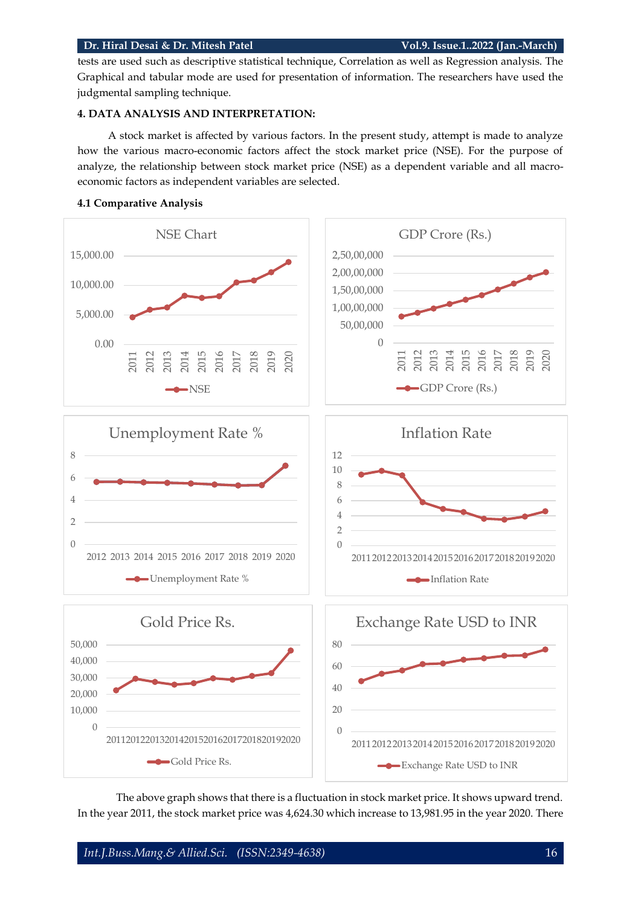tests are used such as descriptive statistical technique, Correlation as well as Regression analysis. The Graphical and tabular mode are used for presentation of information. The researchers have used the judgmental sampling technique.

## 4. DATA ANALYSIS AND INTERPRETATION:

A stock market is affected by various factors. In the present study, attempt is made to analyze how the various macro-economic factors affect the stock market price (NSE). For the purpose of analyze, the relationship between stock market price (NSE) as a dependent variable and all macro-economic factors as independent variables are selected.

### 4.1 Comparative Analysis

The above graph shows that there is a fluctuation in stock market price. It shows upward trend. In the year 2011, the stock market price was 4,624.30 which increase to 13,981.95 in the year 2020. There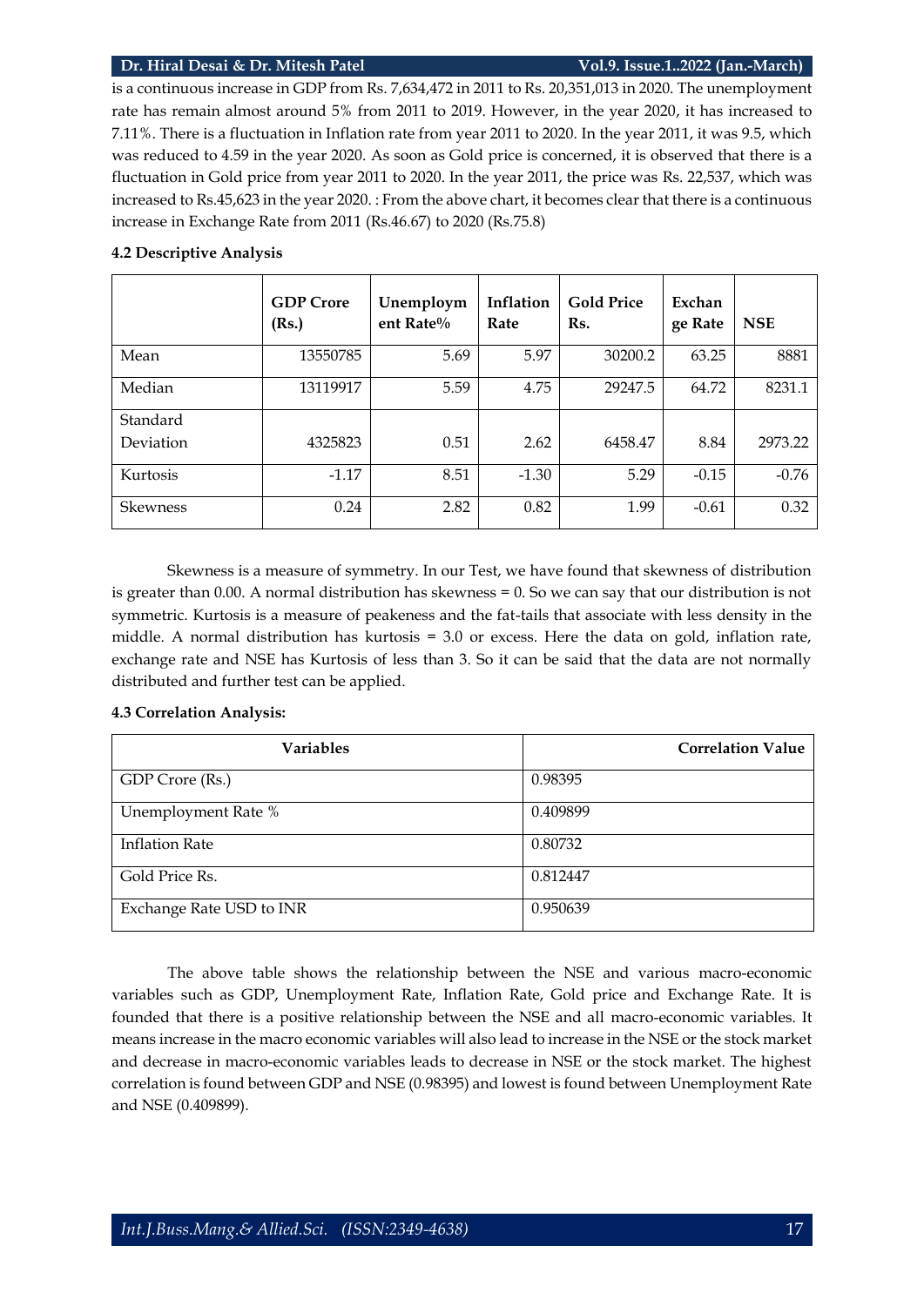is a continuous increase in GDP from Rs. 7,634,472 in 2011 to Rs. 20,351,013 in 2020. The unemployment rate has remain almost around 5% from 2011 to 2019. However, in the year 2020, it has increased to 7.11%. There is a fluctuation in Inflation rate from year 2011 to 2020. In the year 2011, it was 9.5, which was reduced to 4.59 in the year 2020. As soon as Gold price is concerned, it is observed that there is a fluctuation in Gold price from year 2011 to 2020. In the year 2011, the price was Rs. 22,537, which was increased to Rs.45,623 in the year 2020. : From the above chart, it becomes clear that there is a continuous increase in Exchange Rate from 2011 (Rs.46.67) to 2020 (Rs.75.8)

**4.2 Descriptive Analysis**

| | GDP Crore (Rs.) | Unemployment Rate% | Inflation Rate | Gold Price Rs. | Exchange Rate | NSE |
|---|---|---|---|---|---|---|
| Mean | 13550785 | 5.69 | 5.97 | 30200.2 | 63.25 | 8881 |
| Median | 13119917 | 5.59 | 4.75 | 29247.5 | 64.72 | 8231.1 |
| Standard Deviation | 4325823 | 0.51 | 2.62 | 6458.47 | 8.84 | 2973.22 |
| Kurtosis | -1.17 | 8.51 | -1.30 | 5.29 | -0.15 | -0.76 |
| Skewness | 0.24 | 2.82 | 0.82 | 1.99 | -0.61 | 0.32 |

Skewness is a measure of symmetry. In our Test, we have found that skewness of distribution is greater than 0.00. A normal distribution has skewness = 0. So we can say that our distribution is not symmetric. Kurtosis is a measure of peakeness and the fat-tails that associate with less density in the middle. A normal distribution has kurtosis = 3.0 or excess. Here the data on gold, inflation rate, exchange rate and NSE has Kurtosis of less than 3. So it can be said that the data are not normally distributed and further test can be applied.

**4.3 Correlation Analysis:**

| Variables | Correlation Value |
|---|---|
| GDP Crore (Rs.) | 0.98395 |
| Unemployment Rate % | 0.409899 |
| Inflation Rate | 0.80732 |
| Gold Price Rs. | 0.812447 |
| Exchange Rate USD to INR | 0.950639 |

The above table shows the relationship between the NSE and various macro-economic variables such as GDP, Unemployment Rate, Inflation Rate, Gold price and Exchange Rate. It is founded that there is a positive relationship between the NSE and all macro-economic variables. It means increase in the macro economic variables will also lead to increase in the NSE or the stock market and decrease in macro-economic variables leads to decrease in NSE or the stock market. The highest correlation is found between GDP and NSE (0.98395) and lowest is found between Unemployment Rate and NSE (0.409899).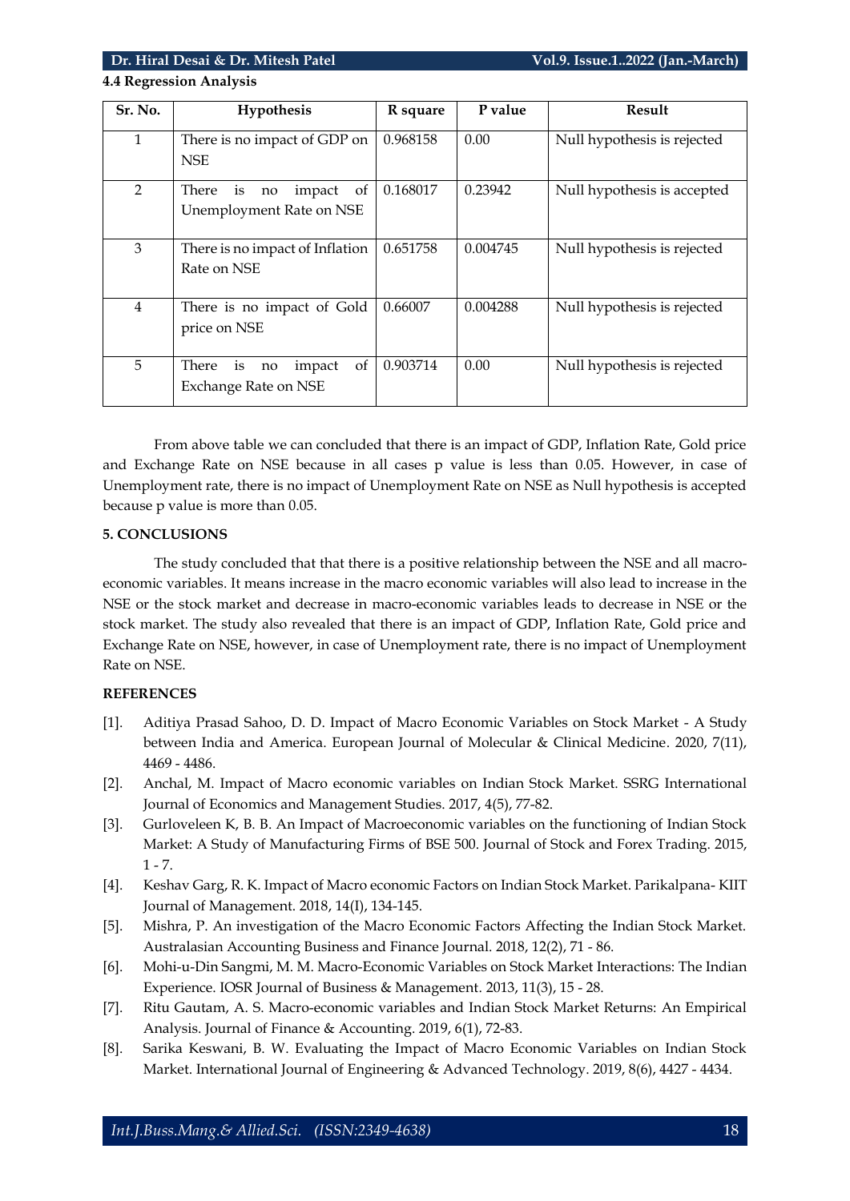### 4.4 Regression Analysis

| Sr. No. | Hypothesis | R square | P value | Result |
|---|---|---|---|---|
| 1 | There is no impact of GDP on NSE | 0.968158 | 0.00 | Null hypothesis is rejected |
| 2 | There is no impact of Unemployment Rate on NSE | 0.168017 | 0.23942 | Null hypothesis is accepted |
| 3 | There is no impact of Inflation Rate on NSE | 0.651758 | 0.004745 | Null hypothesis is rejected |
| 4 | There is no impact of Gold price on NSE | 0.66007 | 0.004288 | Null hypothesis is rejected |
| 5 | There is no impact of Exchange Rate on NSE | 0.903714 | 0.00 | Null hypothesis is rejected |

From above table we can concluded that there is an impact of GDP, Inflation Rate, Gold price and Exchange Rate on NSE because in all cases p value is less than 0.05. However, in case of Unemployment rate, there is no impact of Unemployment Rate on NSE as Null hypothesis is accepted because p value is more than 0.05.

## 5. CONCLUSIONS

The study concluded that that there is a positive relationship between the NSE and all macro-economic variables. It means increase in the macro economic variables will also lead to increase in the NSE or the stock market and decrease in macro-economic variables leads to decrease in NSE or the stock market. The study also revealed that there is an impact of GDP, Inflation Rate, Gold price and Exchange Rate on NSE, however, in case of Unemployment rate, there is no impact of Unemployment Rate on NSE.

## REFERENCES

[1]. Aditiya Prasad Sahoo, D. D. Impact of Macro Economic Variables on Stock Market - A Study between India and America. European Journal of Molecular & Clinical Medicine. 2020, 7(11), 4469 - 4486.

[2]. Anchal, M. Impact of Macro economic variables on Indian Stock Market. SSRG International Journal of Economics and Management Studies. 2017, 4(5), 77-82.

[3]. Gurloveleen K, B. B. An Impact of Macroeconomic variables on the functioning of Indian Stock Market: A Study of Manufacturing Firms of BSE 500. Journal of Stock and Forex Trading. 2015, 1 - 7.

[4]. Keshav Garg, R. K. Impact of Macro economic Factors on Indian Stock Market. Parikalpana- KIIT Journal of Management. 2018, 14(I), 134-145.

[5]. Mishra, P. An investigation of the Macro Economic Factors Affecting the Indian Stock Market. Australasian Accounting Business and Finance Journal. 2018, 12(2), 71 - 86.

[6]. Mohi-u-Din Sangmi, M. M. Macro-Economic Variables on Stock Market Interactions: The Indian Experience. IOSR Journal of Business & Management. 2013, 11(3), 15 - 28.

[7]. Ritu Gautam, A. S. Macro-economic variables and Indian Stock Market Returns: An Empirical Analysis. Journal of Finance & Accounting. 2019, 6(1), 72-83.

[8]. Sarika Keswani, B. W. Evaluating the Impact of Macro Economic Variables on Indian Stock Market. International Journal of Engineering & Advanced Technology. 2019, 8(6), 4427 - 4434.